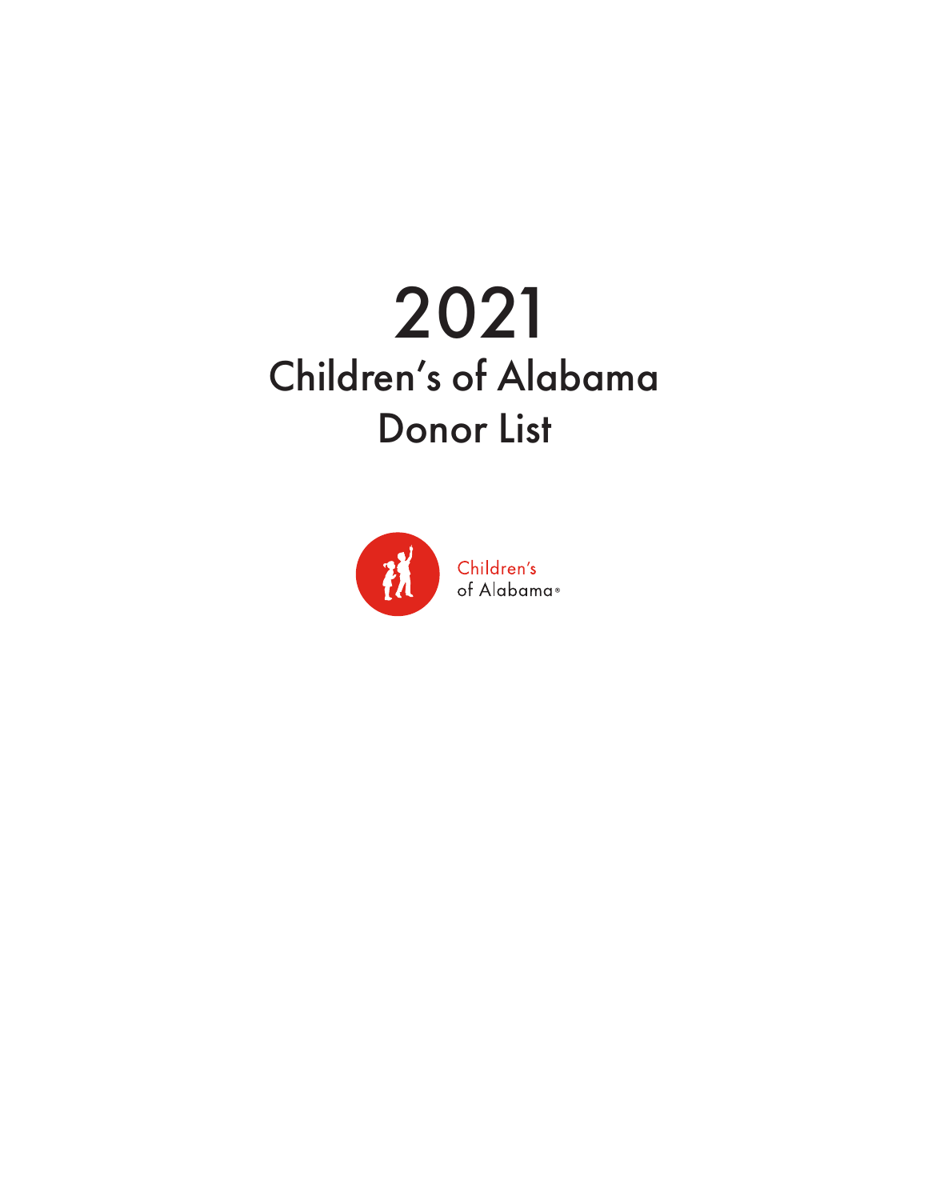# 2021
# Children's of Alabama
# Donor List

Children's
of Alabama®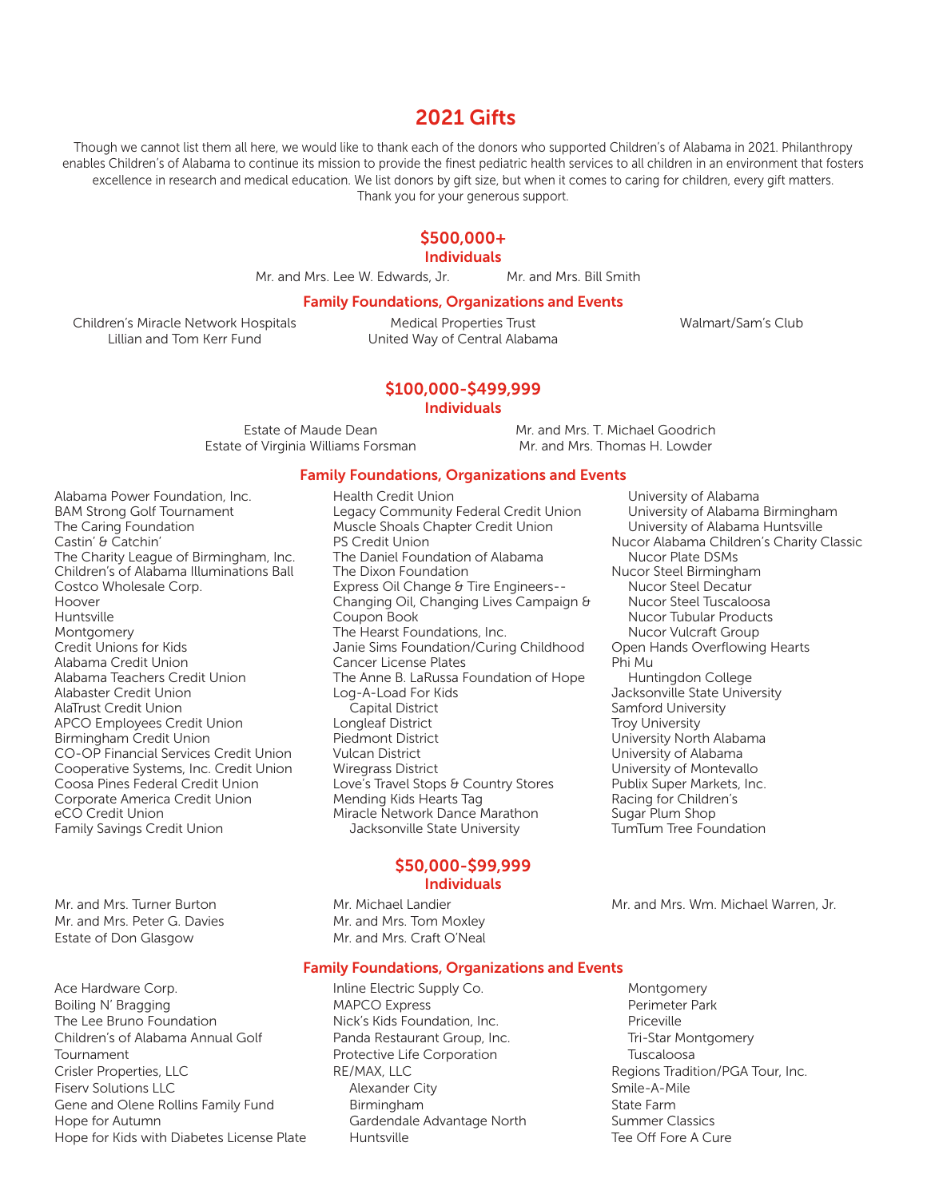# 2021 Gifts

Though we cannot list them all here, we would like to thank each of the donors who supported Children's of Alabama in 2021. Philanthropy enables Children's of Alabama to continue its mission to provide the finest pediatric health services to all children in an environment that fosters excellence in research and medical education. We list donors by gift size, but when it comes to caring for children, every gift matters. Thank you for your generous support.

## $500,000+

### Individuals

Mr. and Mrs. Lee W. Edwards, Jr.
Mr. and Mrs. Bill Smith

### Family Foundations, Organizations and Events

Children's Miracle Network Hospitals
Lillian and Tom Kerr Fund
Medical Properties Trust
United Way of Central Alabama
Walmart/Sam's Club

## $100,000-$499,999

### Individuals

Estate of Maude Dean
Estate of Virginia Williams Forsman
Mr. and Mrs. T. Michael Goodrich
Mr. and Mrs. Thomas H. Lowder

### Family Foundations, Organizations and Events

Alabama Power Foundation, Inc.
BAM Strong Golf Tournament
The Caring Foundation
Castin' & Catchin'
The Charity League of Birmingham, Inc.
Children's of Alabama Illuminations Ball
Costco Wholesale Corp.
Hoover
Huntsville
Montgomery
Credit Unions for Kids
Alabama Credit Union
Alabama Teachers Credit Union
Alabaster Credit Union
AlaTrust Credit Union
APCO Employees Credit Union
Birmingham Credit Union
CO-OP Financial Services Credit Union
Cooperative Systems, Inc. Credit Union
Coosa Pines Federal Credit Union
Corporate America Credit Union
eCO Credit Union
Family Savings Credit Union
Health Credit Union
Legacy Community Federal Credit Union
Muscle Shoals Chapter Credit Union
PS Credit Union
The Daniel Foundation of Alabama
The Dixon Foundation
Express Oil Change & Tire Engineers--Changing Oil, Changing Lives Campaign & Coupon Book
The Hearst Foundations, Inc.
Janie Sims Foundation/Curing Childhood Cancer License Plates
The Anne B. LaRussa Foundation of Hope
Log-A-Load For Kids
- Capital District
- Longleaf District
- Piedmont District
- Vulcan District
- Wiregrass District

Love's Travel Stops & Country Stores
Mending Kids Hearts Tag
Miracle Network Dance Marathon
- Jacksonville State University
- University of Alabama
- University of Alabama Birmingham
- University of Alabama Huntsville

Nucor Alabama Children's Charity Classic
- Nucor Plate DSMs

Nucor Steel Birmingham
- Nucor Steel Decatur
- Nucor Steel Tuscaloosa
- Nucor Tubular Products
- Nucor Vulcraft Group

Open Hands Overflowing Hearts
Phi Mu
- Huntingdon College

Jacksonville State University
Samford University
Troy University
University North Alabama
University of Alabama
University of Montevallo
Publix Super Markets, Inc.
Racing for Children's
Sugar Plum Shop
TumTum Tree Foundation

## $50,000-$99,999

### Individuals

Mr. and Mrs. Turner Burton
Mr. and Mrs. Peter G. Davies
Estate of Don Glasgow
Mr. Michael Landier
Mr. and Mrs. Tom Moxley
Mr. and Mrs. Craft O'Neal
Mr. and Mrs. Wm. Michael Warren, Jr.

### Family Foundations, Organizations and Events

Ace Hardware Corp.
Boiling N' Bragging
The Lee Bruno Foundation
Children's of Alabama Annual Golf Tournament
Crisler Properties, LLC
Fiserv Solutions LLC
Gene and Olene Rollins Family Fund
Hope for Autumn
Hope for Kids with Diabetes License Plate
Inline Electric Supply Co.
MAPCO Express
Nick's Kids Foundation, Inc.
Panda Restaurant Group, Inc.
Protective Life Corporation
RE/MAX, LLC
- Alexander City
- Birmingham
- Gardendale Advantage North
- Huntsville
- Montgomery
- Perimeter Park
- Priceville
- Tri-Star Montgomery
- Tuscaloosa

Regions Tradition/PGA Tour, Inc.
Smile-A-Mile
State Farm
Summer Classics
Tee Off Fore A Cure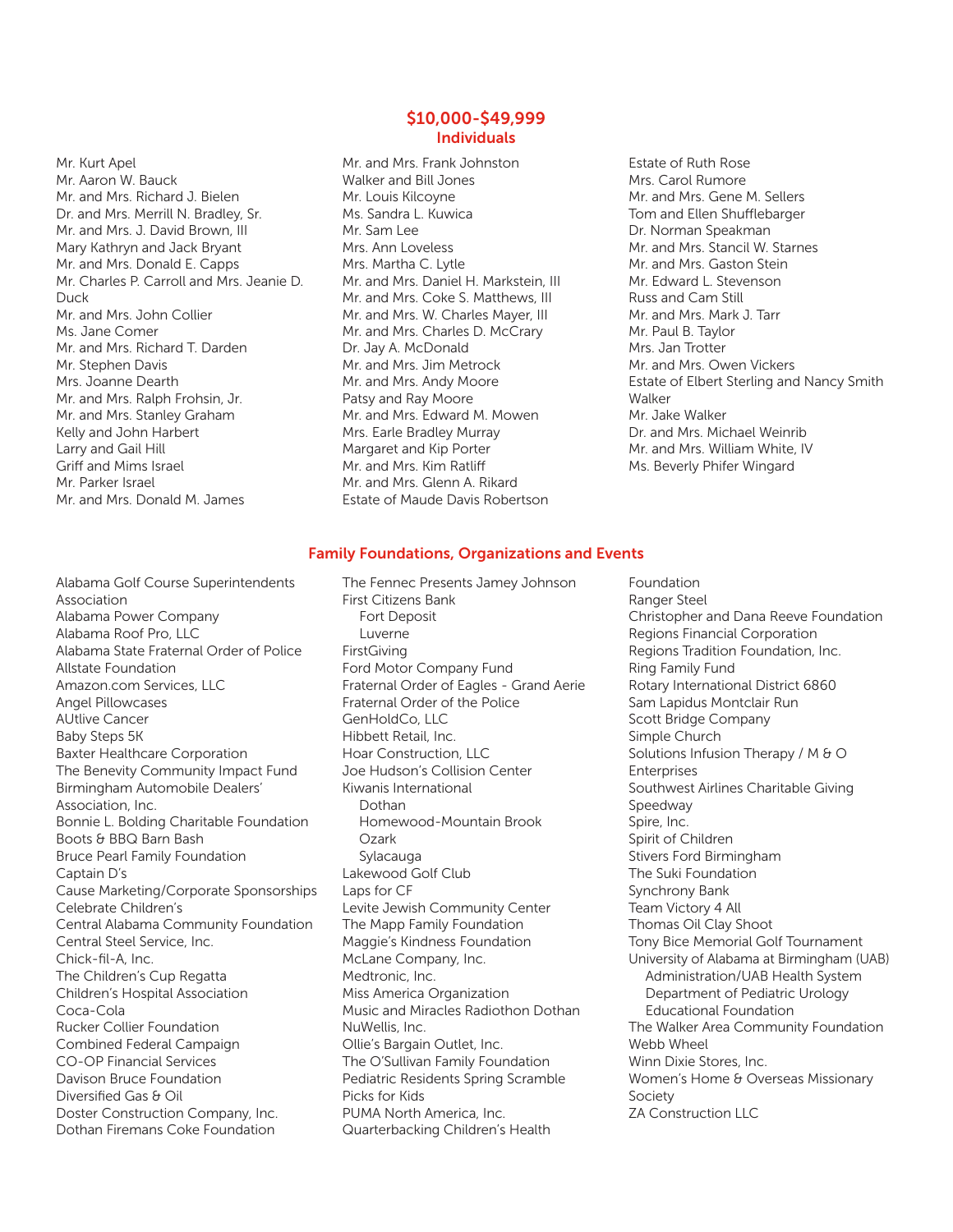## $10,000-$49,999

### Individuals

Mr. Kurt Apel
Mr. Aaron W. Bauck
Mr. and Mrs. Richard J. Bielen
Dr. and Mrs. Merrill N. Bradley, Sr.
Mr. and Mrs. J. David Brown, III
Mary Kathryn and Jack Bryant
Mr. and Mrs. Donald E. Capps
Mr. Charles P. Carroll and Mrs. Jeanie D. Duck
Mr. and Mrs. John Collier
Ms. Jane Comer
Mr. and Mrs. Richard T. Darden
Mr. Stephen Davis
Mrs. Joanne Dearth
Mr. and Mrs. Ralph Frohsin, Jr.
Mr. and Mrs. Stanley Graham
Kelly and John Harbert
Larry and Gail Hill
Griff and Mims Israel
Mr. Parker Israel
Mr. and Mrs. Donald M. James
Mr. and Mrs. Frank Johnston
Walker and Bill Jones
Mr. Louis Kilcoyne
Ms. Sandra L. Kuwica
Mr. Sam Lee
Mrs. Ann Loveless
Mrs. Martha C. Lytle
Mr. and Mrs. Daniel H. Markstein, III
Mr. and Mrs. Coke S. Matthews, III
Mr. and Mrs. W. Charles Mayer, III
Mr. and Mrs. Charles D. McCrary
Dr. Jay A. McDonald
Mr. and Mrs. Jim Metrock
Mr. and Mrs. Andy Moore
Patsy and Ray Moore
Mr. and Mrs. Edward M. Mowen
Mrs. Earle Bradley Murray
Margaret and Kip Porter
Mr. and Mrs. Kim Ratliff
Mr. and Mrs. Glenn A. Rikard
Estate of Maude Davis Robertson
Estate of Ruth Rose
Mrs. Carol Rumore
Mr. and Mrs. Gene M. Sellers
Tom and Ellen Shufflebarger
Dr. Norman Speakman
Mr. and Mrs. Stancil W. Starnes
Mr. and Mrs. Gaston Stein
Mr. Edward L. Stevenson
Russ and Cam Still
Mr. and Mrs. Mark J. Tarr
Mr. Paul B. Taylor
Mrs. Jan Trotter
Mr. and Mrs. Owen Vickers
Estate of Elbert Sterling and Nancy Smith Walker
Mr. Jake Walker
Dr. and Mrs. Michael Weinrib
Mr. and Mrs. William White, IV
Ms. Beverly Phifer Wingard

### Family Foundations, Organizations and Events

Alabama Golf Course Superintendents Association
Alabama Power Company
Alabama Roof Pro, LLC
Alabama State Fraternal Order of Police
Allstate Foundation
Amazon.com Services, LLC
Angel Pillowcases
AUtlive Cancer
Baby Steps 5K
Baxter Healthcare Corporation
The Benevity Community Impact Fund
Birmingham Automobile Dealers' Association, Inc.
Bonnie L. Bolding Charitable Foundation
Boots & BBQ Barn Bash
Bruce Pearl Family Foundation
Captain D's
Cause Marketing/Corporate Sponsorships
Celebrate Children's
Central Alabama Community Foundation
Central Steel Service, Inc.
Chick-fil-A, Inc.
The Children's Cup Regatta
Children's Hospital Association
Coca-Cola
Rucker Collier Foundation
Combined Federal Campaign
CO-OP Financial Services
Davison Bruce Foundation
Diversified Gas & Oil
Doster Construction Company, Inc.
Dothan Firemans Coke Foundation
The Fennec Presents Jamey Johnson
First Citizens Bank
- Fort Deposit
- Luverne

FirstGiving
Ford Motor Company Fund
Fraternal Order of Eagles - Grand Aerie
Fraternal Order of the Police
GenHoldCo, LLC
Hibbett Retail, Inc.
Hoar Construction, LLC
Joe Hudson's Collision Center
Kiwanis International
- Dothan
- Homewood-Mountain Brook
- Ozark
- Sylacauga

Lakewood Golf Club
Laps for CF
Levite Jewish Community Center
The Mapp Family Foundation
Maggie's Kindness Foundation
McLane Company, Inc.
Medtronic, Inc.
Miss America Organization
Music and Miracles Radiothon Dothan
NuWellis, Inc.
Ollie's Bargain Outlet, Inc.
The O'Sullivan Family Foundation
Pediatric Residents Spring Scramble
Picks for Kids
PUMA North America, Inc.
Quarterbacking Children's Health Foundation
Ranger Steel
Christopher and Dana Reeve Foundation
Regions Financial Corporation
Regions Tradition Foundation, Inc.
Ring Family Fund
Rotary International District 6860
Sam Lapidus Montclair Run
Scott Bridge Company
Simple Church
Solutions Infusion Therapy / M & O Enterprises
Southwest Airlines Charitable Giving
Speedway
Spire, Inc.
Spirit of Children
Stivers Ford Birmingham
The Suki Foundation
Synchrony Bank
Team Victory 4 All
Thomas Oil Clay Shoot
Tony Bice Memorial Golf Tournament
University of Alabama at Birmingham (UAB)
- Administration/UAB Health System
- Department of Pediatric Urology
- Educational Foundation

The Walker Area Community Foundation
Webb Wheel
Winn Dixie Stores, Inc.
Women's Home & Overseas Missionary Society
ZA Construction LLC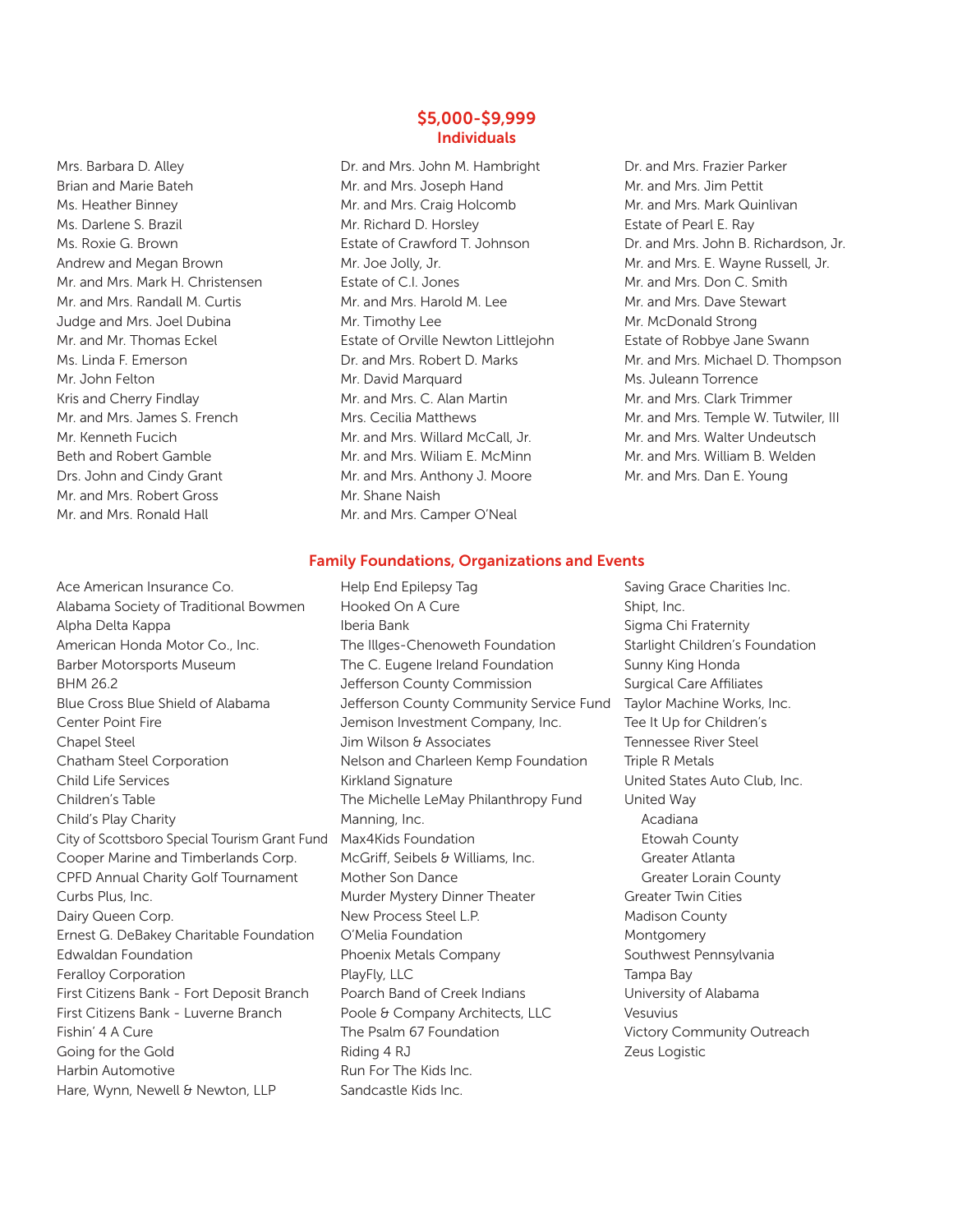## $5,000-$9,999
### Individuals

Mrs. Barbara D. Alley
Brian and Marie Bateh
Ms. Heather Binney
Ms. Darlene S. Brazil
Ms. Roxie G. Brown
Andrew and Megan Brown
Mr. and Mrs. Mark H. Christensen
Mr. and Mrs. Randall M. Curtis
Judge and Mrs. Joel Dubina
Mr. and Mr. Thomas Eckel
Ms. Linda F. Emerson
Mr. John Felton
Kris and Cherry Findlay
Mr. and Mrs. James S. French
Mr. Kenneth Fucich
Beth and Robert Gamble
Drs. John and Cindy Grant
Mr. and Mrs. Robert Gross
Mr. and Mrs. Ronald Hall
Dr. and Mrs. John M. Hambright
Mr. and Mrs. Joseph Hand
Mr. and Mrs. Craig Holcomb
Mr. Richard D. Horsley
Estate of Crawford T. Johnson
Mr. Joe Jolly, Jr.
Estate of C.I. Jones
Mr. and Mrs. Harold M. Lee
Mr. Timothy Lee
Estate of Orville Newton Littlejohn
Dr. and Mrs. Robert D. Marks
Mr. David Marquard
Mr. and Mrs. C. Alan Martin
Mrs. Cecilia Matthews
Mr. and Mrs. Willard McCall, Jr.
Mr. and Mrs. Wiliam E. McMinn
Mr. and Mrs. Anthony J. Moore
Mr. Shane Naish
Mr. and Mrs. Camper O'Neal
Dr. and Mrs. Frazier Parker
Mr. and Mrs. Jim Pettit
Mr. and Mrs. Mark Quinlivan
Estate of Pearl E. Ray
Dr. and Mrs. John B. Richardson, Jr.
Mr. and Mrs. E. Wayne Russell, Jr.
Mr. and Mrs. Don C. Smith
Mr. and Mrs. Dave Stewart
Mr. McDonald Strong
Estate of Robbye Jane Swann
Mr. and Mrs. Michael D. Thompson
Ms. Juleann Torrence
Mr. and Mrs. Clark Trimmer
Mr. and Mrs. Temple W. Tutwiler, III
Mr. and Mrs. Walter Undeutsch
Mr. and Mrs. William B. Welden
Mr. and Mrs. Dan E. Young

### Family Foundations, Organizations and Events

Ace American Insurance Co.
Alabama Society of Traditional Bowmen
Alpha Delta Kappa
American Honda Motor Co., Inc.
Barber Motorsports Museum
BHM 26.2
Blue Cross Blue Shield of Alabama
Center Point Fire
Chapel Steel
Chatham Steel Corporation
Child Life Services
Children's Table
Child's Play Charity
City of Scottsboro Special Tourism Grant Fund
Cooper Marine and Timberlands Corp.
CPFD Annual Charity Golf Tournament
Curbs Plus, Inc.
Dairy Queen Corp.
Ernest G. DeBakey Charitable Foundation
Edwaldan Foundation
Feralloy Corporation
First Citizens Bank - Fort Deposit Branch
First Citizens Bank - Luverne Branch
Fishin' 4 A Cure
Going for the Gold
Harbin Automotive
Hare, Wynn, Newell & Newton, LLP
Help End Epilepsy Tag
Hooked On A Cure
Iberia Bank
The Illges-Chenoweth Foundation
The C. Eugene Ireland Foundation
Jefferson County Commission
Jefferson County Community Service Fund
Jemison Investment Company, Inc.
Jim Wilson & Associates
Nelson and Charleen Kemp Foundation
Kirkland Signature
The Michelle LeMay Philanthropy Fund
Manning, Inc.
Max4Kids Foundation
McGriff, Seibels & Williams, Inc.
Mother Son Dance
Murder Mystery Dinner Theater
New Process Steel L.P.
O'Melia Foundation
Phoenix Metals Company
PlayFly, LLC
Poarch Band of Creek Indians
Poole & Company Architects, LLC
The Psalm 67 Foundation
Riding 4 RJ
Run For The Kids Inc.
Sandcastle Kids Inc.
Saving Grace Charities Inc.
Shipt, Inc.
Sigma Chi Fraternity
Starlight Children's Foundation
Sunny King Honda
Surgical Care Affiliates
Taylor Machine Works, Inc.
Tee It Up for Children's
Tennessee River Steel
Triple R Metals
United States Auto Club, Inc.
United Way
- Acadiana
- Etowah County
- Greater Atlanta
- Greater Lorain County

Greater Twin Cities
Madison County
Montgomery
Southwest Pennsylvania
Tampa Bay
University of Alabama
Vesuvius
Victory Community Outreach
Zeus Logistic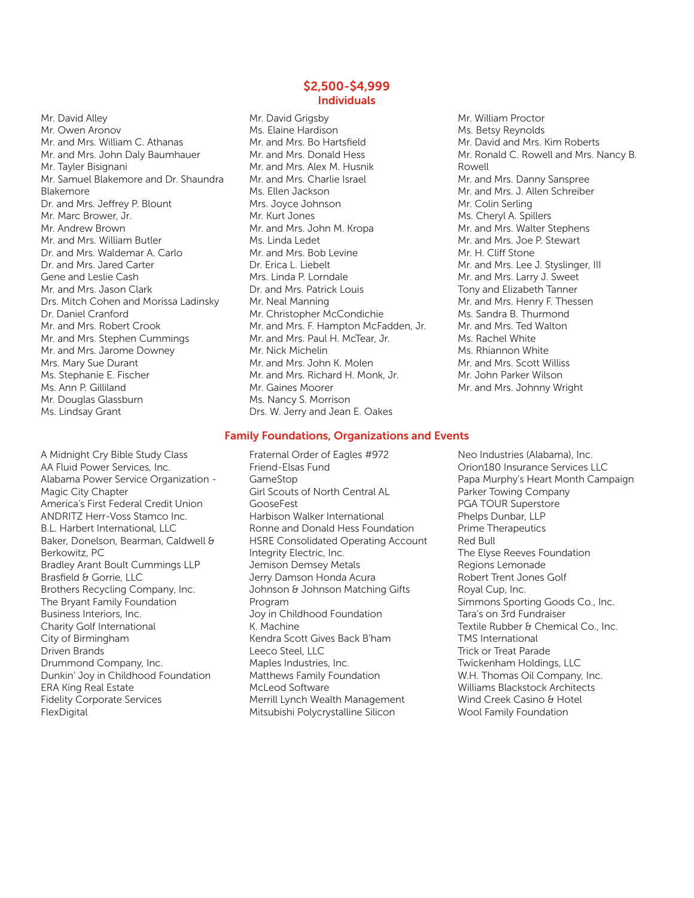## $2,500-$4,999
### Individuals

Mr. David Alley
Mr. Owen Aronov
Mr. and Mrs. William C. Athanas
Mr. and Mrs. John Daly Baumhauer
Mr. Tayler Bisignani
Mr. Samuel Blakemore and Dr. Shaundra Blakemore
Dr. and Mrs. Jeffrey P. Blount
Mr. Marc Brower, Jr.
Mr. Andrew Brown
Mr. and Mrs. William Butler
Dr. and Mrs. Waldemar A. Carlo
Dr. and Mrs. Jared Carter
Gene and Leslie Cash
Mr. and Mrs. Jason Clark
Drs. Mitch Cohen and Morissa Ladinsky
Dr. Daniel Cranford
Mr. and Mrs. Robert Crook
Mr. and Mrs. Stephen Cummings
Mr. and Mrs. Jarome Downey
Mrs. Mary Sue Durant
Ms. Stephanie E. Fischer
Ms. Ann P. Gilliland
Mr. Douglas Glassburn
Ms. Lindsay Grant
Mr. David Grigsby
Ms. Elaine Hardison
Mr. and Mrs. Bo Hartsfield
Mr. and Mrs. Donald Hess
Mr. and Mrs. Alex M. Husnik
Mr. and Mrs. Charlie Israel
Ms. Ellen Jackson
Mrs. Joyce Johnson
Mr. Kurt Jones
Mr. and Mrs. John M. Kropa
Ms. Linda Ledet
Mr. and Mrs. Bob Levine
Dr. Erica L. Liebelt
Mrs. Linda P. Lorndale
Dr. and Mrs. Patrick Louis
Mr. Neal Manning
Mr. Christopher McCondichie
Mr. and Mrs. F. Hampton McFadden, Jr.
Mr. and Mrs. Paul H. McTear, Jr.
Mr. Nick Michelin
Mr. and Mrs. John K. Molen
Mr. and Mrs. Richard H. Monk, Jr.
Mr. Gaines Moorer
Ms. Nancy S. Morrison
Drs. W. Jerry and Jean E. Oakes
Mr. William Proctor
Ms. Betsy Reynolds
Mr. David and Mrs. Kim Roberts
Mr. Ronald C. Rowell and Mrs. Nancy B. Rowell
Mr. and Mrs. Danny Sanspree
Mr. and Mrs. J. Allen Schreiber
Mr. Colin Serling
Ms. Cheryl A. Spillers
Mr. and Mrs. Walter Stephens
Mr. and Mrs. Joe P. Stewart
Mr. H. Cliff Stone
Mr. and Mrs. Lee J. Styslinger, III
Mr. and Mrs. Larry J. Sweet
Tony and Elizabeth Tanner
Mr. and Mrs. Henry F. Thessen
Ms. Sandra B. Thurmond
Mr. and Mrs. Ted Walton
Ms. Rachel White
Ms. Rhiannon White
Mr. and Mrs. Scott Williss
Mr. John Parker Wilson
Mr. and Mrs. Johnny Wright

### Family Foundations, Organizations and Events

A Midnight Cry Bible Study Class
AA Fluid Power Services, Inc.
Alabama Power Service Organization - Magic City Chapter
America's First Federal Credit Union
ANDRITZ Herr-Voss Stamco Inc.
B.L. Harbert International, LLC
Baker, Donelson, Bearman, Caldwell & Berkowitz, PC
Bradley Arant Boult Cummings LLP
Brasfield & Gorrie, LLC
Brothers Recycling Company, Inc.
The Bryant Family Foundation
Business Interiors, Inc.
Charity Golf International
City of Birmingham
Driven Brands
Drummond Company, Inc.
Dunkin' Joy in Childhood Foundation
ERA King Real Estate
Fidelity Corporate Services
FlexDigital
Fraternal Order of Eagles #972
Friend-Elsas Fund
GameStop
Girl Scouts of North Central AL
GooseFest
Harbison Walker International
Ronne and Donald Hess Foundation
HSRE Consolidated Operating Account
Integrity Electric, Inc.
Jemison Demsey Metals
Jerry Damson Honda Acura
Johnson & Johnson Matching Gifts Program
Joy in Childhood Foundation
K. Machine
Kendra Scott Gives Back B'ham
Leeco Steel, LLC
Maples Industries, Inc.
Matthews Family Foundation
McLeod Software
Merrill Lynch Wealth Management
Mitsubishi Polycrystalline Silicon
Neo Industries (Alabama), Inc.
Orion180 Insurance Services LLC
Papa Murphy's Heart Month Campaign
Parker Towing Company
PGA TOUR Superstore
Phelps Dunbar, LLP
Prime Therapeutics
Red Bull
The Elyse Reeves Foundation
Regions Lemonade
Robert Trent Jones Golf
Royal Cup, Inc.
Simmons Sporting Goods Co., Inc.
Tara's on 3rd Fundraiser
Textile Rubber & Chemical Co., Inc.
TMS International
Trick or Treat Parade
Twickenham Holdings, LLC
W.H. Thomas Oil Company, Inc.
Williams Blackstock Architects
Wind Creek Casino & Hotel
Wool Family Foundation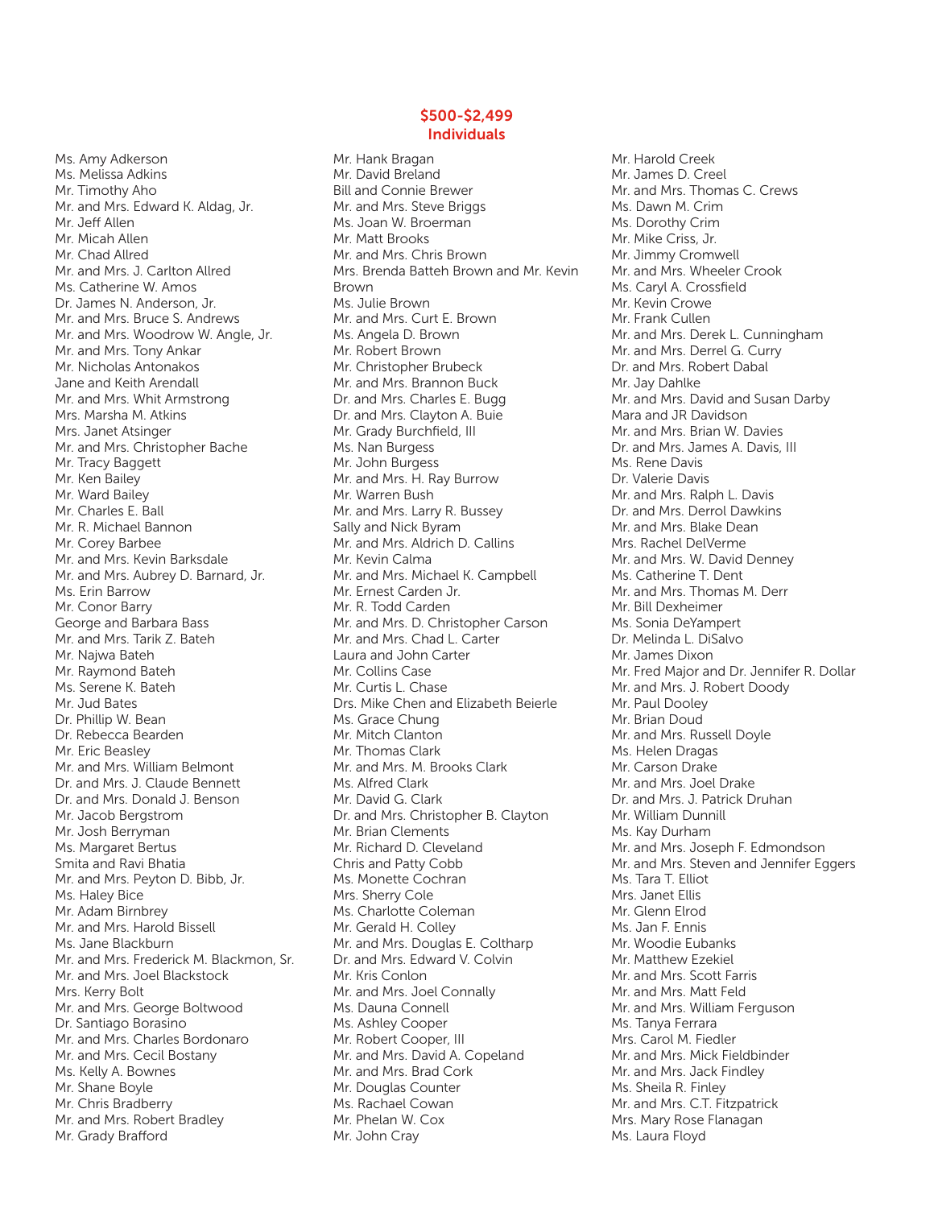## $500-$2,499
## Individuals

Ms. Amy Adkerson
Ms. Melissa Adkins
Mr. Timothy Aho
Mr. and Mrs. Edward K. Aldag, Jr.
Mr. Jeff Allen
Mr. Micah Allen
Mr. Chad Allred
Mr. and Mrs. J. Carlton Allred
Ms. Catherine W. Amos
Dr. James N. Anderson, Jr.
Mr. and Mrs. Bruce S. Andrews
Mr. and Mrs. Woodrow W. Angle, Jr.
Mr. and Mrs. Tony Ankar
Mr. Nicholas Antonakos
Jane and Keith Arendall
Mr. and Mrs. Whit Armstrong
Mrs. Marsha M. Atkins
Mrs. Janet Atsinger
Mr. and Mrs. Christopher Bache
Mr. Tracy Baggett
Mr. Ken Bailey
Mr. Ward Bailey
Mr. Charles E. Ball
Mr. R. Michael Bannon
Mr. Corey Barbee
Mr. and Mrs. Kevin Barksdale
Mr. and Mrs. Aubrey D. Barnard, Jr.
Ms. Erin Barrow
Mr. Conor Barry
George and Barbara Bass
Mr. and Mrs. Tarik Z. Bateh
Mr. Najwa Bateh
Mr. Raymond Bateh
Ms. Serene K. Bateh
Mr. Jud Bates
Dr. Phillip W. Bean
Dr. Rebecca Bearden
Mr. Eric Beasley
Mr. and Mrs. William Belmont
Dr. and Mrs. J. Claude Bennett
Dr. and Mrs. Donald J. Benson
Mr. Jacob Bergstrom
Mr. Josh Berryman
Ms. Margaret Bertus
Smita and Ravi Bhatia
Mr. and Mrs. Peyton D. Bibb, Jr.
Ms. Haley Bice
Mr. Adam Birnbrey
Mr. and Mrs. Harold Bissell
Ms. Jane Blackburn
Mr. and Mrs. Frederick M. Blackmon, Sr.
Mr. and Mrs. Joel Blackstock
Mrs. Kerry Bolt
Mr. and Mrs. George Boltwood
Dr. Santiago Borasino
Mr. and Mrs. Charles Bordonaro
Mr. and Mrs. Cecil Bostany
Ms. Kelly A. Bownes
Mr. Shane Boyle
Mr. Chris Bradberry
Mr. and Mrs. Robert Bradley
Mr. Grady Brafford
Mr. Hank Bragan
Mr. David Breland
Bill and Connie Brewer
Mr. and Mrs. Steve Briggs
Ms. Joan W. Broerman
Mr. Matt Brooks
Mr. and Mrs. Chris Brown
Mrs. Brenda Batteh Brown and Mr. Kevin Brown
Ms. Julie Brown
Mr. and Mrs. Curt E. Brown
Ms. Angela D. Brown
Mr. Robert Brown
Mr. Christopher Brubeck
Mr. and Mrs. Brannon Buck
Dr. and Mrs. Charles E. Bugg
Dr. and Mrs. Clayton A. Buie
Mr. Grady Burchfield, III
Ms. Nan Burgess
Mr. John Burgess
Mr. and Mrs. H. Ray Burrow
Mr. Warren Bush
Mr. and Mrs. Larry R. Bussey
Sally and Nick Byram
Mr. and Mrs. Aldrich D. Callins
Mr. Kevin Calma
Mr. and Mrs. Michael K. Campbell
Mr. Ernest Carden Jr.
Mr. R. Todd Carden
Mr. and Mrs. D. Christopher Carson
Mr. and Mrs. Chad L. Carter
Laura and John Carter
Mr. Collins Case
Mr. Curtis L. Chase
Drs. Mike Chen and Elizabeth Beierle
Ms. Grace Chung
Mr. Mitch Clanton
Mr. Thomas Clark
Mr. and Mrs. M. Brooks Clark
Ms. Alfred Clark
Mr. David G. Clark
Dr. and Mrs. Christopher B. Clayton
Mr. Brian Clements
Mr. Richard D. Cleveland
Chris and Patty Cobb
Ms. Monette Cochran
Mrs. Sherry Cole
Ms. Charlotte Coleman
Mr. Gerald H. Colley
Mr. and Mrs. Douglas E. Coltharp
Dr. and Mrs. Edward V. Colvin
Mr. Kris Conlon
Mr. and Mrs. Joel Connally
Ms. Dauna Connell
Ms. Ashley Cooper
Mr. Robert Cooper, III
Mr. and Mrs. David A. Copeland
Mr. and Mrs. Brad Cork
Mr. Douglas Counter
Ms. Rachael Cowan
Mr. Phelan W. Cox
Mr. John Cray
Mr. Harold Creek
Mr. James D. Creel
Mr. and Mrs. Thomas C. Crews
Ms. Dawn M. Crim
Ms. Dorothy Crim
Mr. Mike Criss, Jr.
Mr. Jimmy Cromwell
Mr. and Mrs. Wheeler Crook
Ms. Caryl A. Crossfield
Mr. Kevin Crowe
Mr. Frank Cullen
Mr. and Mrs. Derek L. Cunningham
Mr. and Mrs. Derrel G. Curry
Dr. and Mrs. Robert Dabal
Mr. Jay Dahlke
Mr. and Mrs. David and Susan Darby
Mara and JR Davidson
Mr. and Mrs. Brian W. Davies
Dr. and Mrs. James A. Davis, III
Ms. Rene Davis
Dr. Valerie Davis
Mr. and Mrs. Ralph L. Davis
Dr. and Mrs. Derrol Dawkins
Mr. and Mrs. Blake Dean
Mrs. Rachel DelVerme
Mr. and Mrs. W. David Denney
Ms. Catherine T. Dent
Mr. and Mrs. Thomas M. Derr
Mr. Bill Dexheimer
Ms. Sonia DeYampert
Dr. Melinda L. DiSalvo
Mr. James Dixon
Mr. Fred Major and Dr. Jennifer R. Dollar
Mr. and Mrs. J. Robert Doody
Mr. Paul Dooley
Mr. Brian Doud
Mr. and Mrs. Russell Doyle
Ms. Helen Dragas
Mr. Carson Drake
Mr. and Mrs. Joel Drake
Dr. and Mrs. J. Patrick Druhan
Mr. William Dunnill
Ms. Kay Durham
Mr. and Mrs. Joseph F. Edmondson
Mr. and Mrs. Steven and Jennifer Eggers
Ms. Tara T. Elliot
Mrs. Janet Ellis
Mr. Glenn Elrod
Ms. Jan F. Ennis
Mr. Woodie Eubanks
Mr. Matthew Ezekiel
Mr. and Mrs. Scott Farris
Mr. and Mrs. Matt Feld
Mr. and Mrs. William Ferguson
Ms. Tanya Ferrara
Mrs. Carol M. Fiedler
Mr. and Mrs. Mick Fieldbinder
Mr. and Mrs. Jack Findley
Ms. Sheila R. Finley
Mr. and Mrs. C.T. Fitzpatrick
Mrs. Mary Rose Flanagan
Ms. Laura Floyd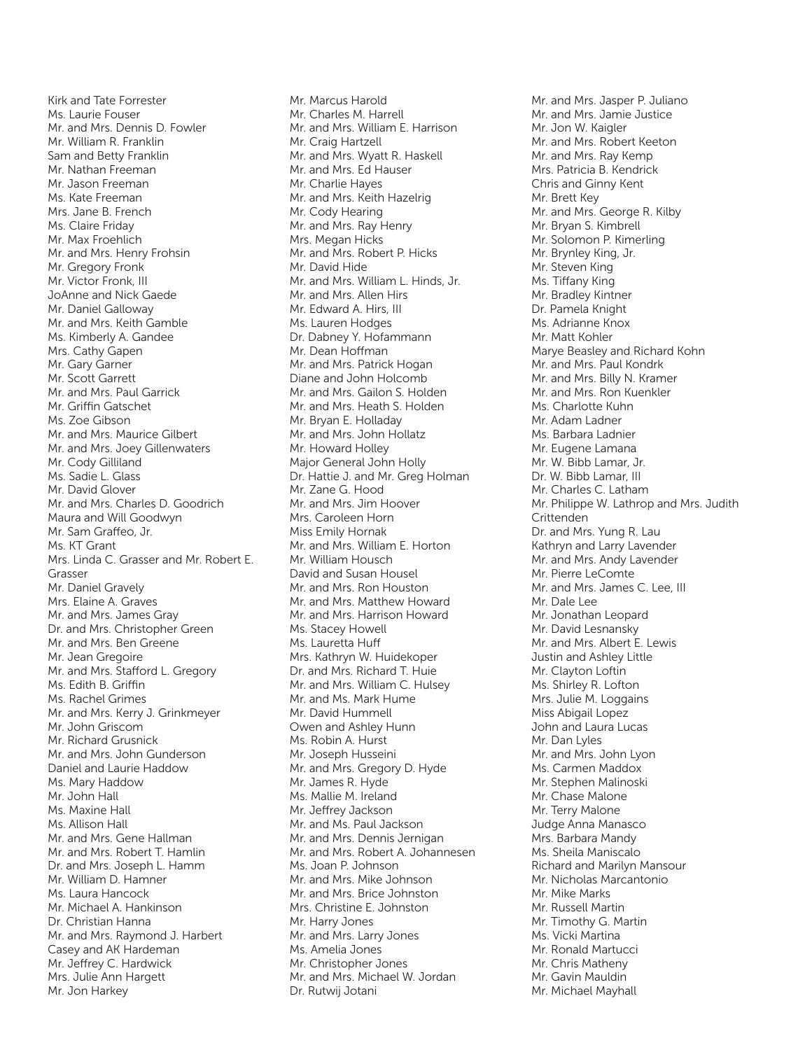Kirk and Tate Forrester
Ms. Laurie Fouser
Mr. and Mrs. Dennis D. Fowler
Mr. William R. Franklin
Sam and Betty Franklin
Mr. Nathan Freeman
Mr. Jason Freeman
Ms. Kate Freeman
Mrs. Jane B. French
Ms. Claire Friday
Mr. Max Froehlich
Mr. and Mrs. Henry Frohsin
Mr. Gregory Fronk
Mr. Victor Fronk, III
JoAnne and Nick Gaede
Mr. Daniel Galloway
Mr. and Mrs. Keith Gamble
Ms. Kimberly A. Gandee
Mrs. Cathy Gapen
Mr. Gary Garner
Mr. Scott Garrett
Mr. and Mrs. Paul Garrick
Mr. Griffin Gatschet
Ms. Zoe Gibson
Mr. and Mrs. Maurice Gilbert
Mr. and Mrs. Joey Gillenwaters
Mr. Cody Gilliland
Ms. Sadie L. Glass
Mr. David Glover
Mr. and Mrs. Charles D. Goodrich
Maura and Will Goodwyn
Mr. Sam Graffeo, Jr.
Ms. KT Grant
Mrs. Linda C. Grasser and Mr. Robert E. Grasser
Mr. Daniel Gravely
Mrs. Elaine A. Graves
Mr. and Mrs. James Gray
Dr. and Mrs. Christopher Green
Mr. and Mrs. Ben Greene
Mr. Jean Gregoire
Mr. and Mrs. Stafford L. Gregory
Ms. Edith B. Griffin
Ms. Rachel Grimes
Mr. and Mrs. Kerry J. Grinkmeyer
Mr. John Griscom
Mr. Richard Grusnick
Mr. and Mrs. John Gunderson
Daniel and Laurie Haddow
Ms. Mary Haddow
Mr. John Hall
Ms. Maxine Hall
Ms. Allison Hall
Mr. and Mrs. Gene Hallman
Mr. and Mrs. Robert T. Hamlin
Dr. and Mrs. Joseph L. Hamm
Mr. William D. Hamner
Ms. Laura Hancock
Mr. Michael A. Hankinson
Dr. Christian Hanna
Mr. and Mrs. Raymond J. Harbert
Casey and AK Hardeman
Mr. Jeffrey C. Hardwick
Mrs. Julie Ann Hargett
Mr. Jon Harkey
Mr. Marcus Harold
Mr. Charles M. Harrell
Mr. and Mrs. William E. Harrison
Mr. Craig Hartzell
Mr. and Mrs. Wyatt R. Haskell
Mr. and Mrs. Ed Hauser
Mr. Charlie Hayes
Mr. and Mrs. Keith Hazelrig
Mr. Cody Hearing
Mr. and Mrs. Ray Henry
Mrs. Megan Hicks
Mr. and Mrs. Robert P. Hicks
Mr. David Hide
Mr. and Mrs. William L. Hinds, Jr.
Mr. and Mrs. Allen Hirs
Mr. Edward A. Hirs, III
Ms. Lauren Hodges
Dr. Dabney Y. Hofammann
Mr. Dean Hoffman
Mr. and Mrs. Patrick Hogan
Diane and John Holcomb
Mr. and Mrs. Gailon S. Holden
Mr. and Mrs. Heath S. Holden
Mr. Bryan E. Holladay
Mr. and Mrs. John Hollatz
Mr. Howard Holley
Major General John Holly
Dr. Hattie J. and Mr. Greg Holman
Mr. Zane G. Hood
Mr. and Mrs. Jim Hoover
Mrs. Caroleen Horn
Miss Emily Hornak
Mr. and Mrs. William E. Horton
Mr. William Housch
David and Susan Housel
Mr. and Mrs. Ron Houston
Mr. and Mrs. Matthew Howard
Mr. and Mrs. Harrison Howard
Ms. Stacey Howell
Ms. Lauretta Huff
Mrs. Kathryn W. Huidekoper
Dr. and Mrs. Richard T. Huie
Mr. and Mrs. William C. Hulsey
Mr. and Ms. Mark Hume
Mr. David Hummell
Owen and Ashley Hunn
Ms. Robin A. Hurst
Mr. Joseph Husseini
Mr. and Mrs. Gregory D. Hyde
Mr. James R. Hyde
Ms. Mallie M. Ireland
Mr. Jeffrey Jackson
Mr. and Ms. Paul Jackson
Mr. and Mrs. Dennis Jernigan
Mr. and Mrs. Robert A. Johannesen
Ms. Joan P. Johnson
Mr. and Mrs. Mike Johnson
Mr. and Mrs. Brice Johnston
Mrs. Christine E. Johnston
Mr. Harry Jones
Mr. and Mrs. Larry Jones
Ms. Amelia Jones
Mr. Christopher Jones
Mr. and Mrs. Michael W. Jordan
Dr. Rutwij Jotani
Mr. and Mrs. Jasper P. Juliano
Mr. and Mrs. Jamie Justice
Mr. Jon W. Kaigler
Mr. and Mrs. Robert Keeton
Mr. and Mrs. Ray Kemp
Mrs. Patricia B. Kendrick
Chris and Ginny Kent
Mr. Brett Key
Mr. and Mrs. George R. Kilby
Mr. Bryan S. Kimbrell
Mr. Solomon P. Kimerling
Mr. Brynley King, Jr.
Mr. Steven King
Ms. Tiffany King
Mr. Bradley Kintner
Dr. Pamela Knight
Ms. Adrianne Knox
Mr. Matt Kohler
Marye Beasley and Richard Kohn
Mr. and Mrs. Paul Kondrk
Mr. and Mrs. Billy N. Kramer
Mr. and Mrs. Ron Kuenkler
Ms. Charlotte Kuhn
Mr. Adam Ladner
Ms. Barbara Ladnier
Mr. Eugene Lamana
Mr. W. Bibb Lamar, Jr.
Dr. W. Bibb Lamar, III
Mr. Charles C. Latham
Mr. Philippe W. Lathrop and Mrs. Judith Crittenden
Dr. and Mrs. Yung R. Lau
Kathryn and Larry Lavender
Mr. and Mrs. Andy Lavender
Mr. Pierre LeComte
Mr. and Mrs. James C. Lee, III
Mr. Dale Lee
Mr. Jonathan Leopard
Mr. David Lesnansky
Mr. and Mrs. Albert E. Lewis
Justin and Ashley Little
Mr. Clayton Loftin
Ms. Shirley R. Lofton
Mrs. Julie M. Loggains
Miss Abigail Lopez
John and Laura Lucas
Mr. Dan Lyles
Mr. and Mrs. John Lyon
Ms. Carmen Maddox
Mr. Stephen Malinoski
Mr. Chase Malone
Mr. Terry Malone
Judge Anna Manasco
Mrs. Barbara Mandy
Ms. Sheila Maniscalo
Richard and Marilyn Mansour
Mr. Nicholas Marcantonio
Mr. Mike Marks
Mr. Russell Martin
Mr. Timothy G. Martin
Ms. Vicki Martina
Mr. Ronald Martucci
Mr. Chris Matheny
Mr. Gavin Mauldin
Mr. Michael Mayhall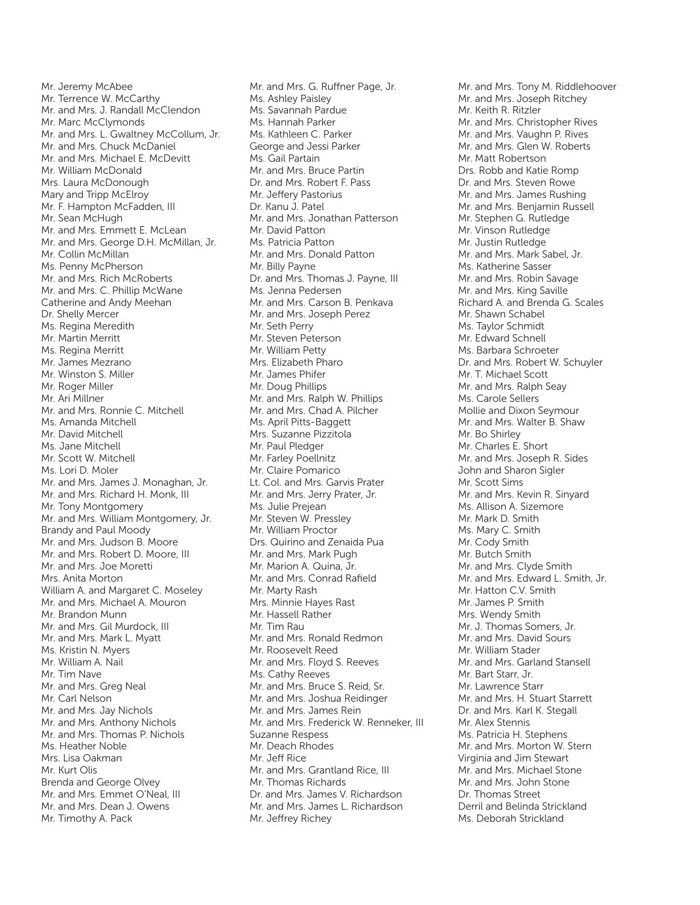Mr. Jeremy McAbee
Mr. Terrence W. McCarthy
Mr. and Mrs. J. Randall McClendon
Mr. Marc McClymonds
Mr. and Mrs. L. Gwaltney McCollum, Jr.
Mr. and Mrs. Chuck McDaniel
Mr. and Mrs. Michael E. McDevitt
Mr. William McDonald
Mrs. Laura McDonough
Mary and Tripp McElroy
Mr. F. Hampton McFadden, III
Mr. Sean McHugh
Mr. and Mrs. Emmett E. McLean
Mr. and Mrs. George D.H. McMillan, Jr.
Mr. Collin McMillan
Ms. Penny McPherson
Mr. and Mrs. Rich McRoberts
Mr. and Mrs. C. Phillip McWane
Catherine and Andy Meehan
Dr. Shelly Mercer
Ms. Regina Meredith
Mr. Martin Merritt
Ms. Regina Merritt
Mr. James Mezrano
Mr. Winston S. Miller
Mr. Roger Miller
Mr. Ari Millner
Mr. and Mrs. Ronnie C. Mitchell
Ms. Amanda Mitchell
Mr. David Mitchell
Ms. Jane Mitchell
Mr. Scott W. Mitchell
Ms. Lori D. Moler
Mr. and Mrs. James J. Monaghan, Jr.
Mr. and Mrs. Richard H. Monk, III
Mr. Tony Montgomery
Mr. and Mrs. William Montgomery, Jr.
Brandy and Paul Moody
Mr. and Mrs. Judson B. Moore
Mr. and Mrs. Robert D. Moore, III
Mr. and Mrs. Joe Moretti
Mrs. Anita Morton
William A. and Margaret C. Moseley
Mr. and Mrs. Michael A. Mouron
Mr. Brandon Munn
Mr. and Mrs. Gil Murdock, III
Mr. and Mrs. Mark L. Myatt
Ms. Kristin N. Myers
Mr. William A. Nail
Mr. Tim Nave
Mr. and Mrs. Greg Neal
Mr. Carl Nelson
Mr. and Mrs. Jay Nichols
Mr. and Mrs. Anthony Nichols
Mr. and Mrs. Thomas P. Nichols
Ms. Heather Noble
Mrs. Lisa Oakman
Mr. Kurt Olis
Brenda and George Olvey
Mr. and Mrs. Emmet O'Neal, III
Mr. and Mrs. Dean J. Owens
Mr. Timothy A. Pack
Mr. and Mrs. G. Ruffner Page, Jr.
Ms. Ashley Paisley
Ms. Savannah Pardue
Ms. Hannah Parker
Ms. Kathleen C. Parker
George and Jessi Parker
Ms. Gail Partain
Mr. and Mrs. Bruce Partin
Dr. and Mrs. Robert F. Pass
Mr. Jeffery Pastorius
Dr. Kanu J. Patel
Mr. and Mrs. Jonathan Patterson
Mr. David Patton
Ms. Patricia Patton
Mr. and Mrs. Donald Patton
Mr. Billy Payne
Dr. and Mrs. Thomas J. Payne, III
Ms. Jenna Pedersen
Mr. and Mrs. Carson B. Penkava
Mr. and Mrs. Joseph Perez
Mr. Seth Perry
Mr. Steven Peterson
Mr. William Petty
Mrs. Elizabeth Pharo
Mr. James Phifer
Mr. Doug Phillips
Mr. and Mrs. Ralph W. Phillips
Mr. and Mrs. Chad A. Pilcher
Ms. April Pitts-Baggett
Mrs. Suzanne Pizzitola
Mr. Paul Pledger
Mr. Farley Poellnitz
Mr. Claire Pomarico
Lt. Col. and Mrs. Garvis Prater
Mr. and Mrs. Jerry Prater, Jr.
Ms. Julie Prejean
Mr. Steven W. Pressley
Mr. William Proctor
Drs. Quirino and Zenaida Pua
Mr. and Mrs. Mark Pugh
Mr. Marion A. Quina, Jr.
Mr. and Mrs. Conrad Rafield
Mr. Marty Rash
Mrs. Minnie Hayes Rast
Mr. Hassell Rather
Mr. Tim Rau
Mr. and Mrs. Ronald Redmon
Mr. Roosevelt Reed
Mr. and Mrs. Floyd S. Reeves
Ms. Cathy Reeves
Mr. and Mrs. Bruce S. Reid, Sr.
Mr. and Mrs. Joshua Reidinger
Mr. and Mrs. James Rein
Mr. and Mrs. Frederick W. Renneker, III
Suzanne Respess
Mr. Deach Rhodes
Mr. Jeff Rice
Mr. and Mrs. Grantland Rice, III
Mr. Thomas Richards
Dr. and Mrs. James V. Richardson
Mr. and Mrs. James L. Richardson
Mr. Jeffrey Richey
Mr. and Mrs. Tony M. Riddlehoover
Mr. and Mrs. Joseph Ritchey
Mr. Keith R. Ritzler
Mr. and Mrs. Christopher Rives
Mr. and Mrs. Vaughn P. Rives
Mr. and Mrs. Glen W. Roberts
Mr. Matt Robertson
Drs. Robb and Katie Romp
Dr. and Mrs. Steven Rowe
Mr. and Mrs. James Rushing
Mr. and Mrs. Benjamin Russell
Mr. Stephen G. Rutledge
Mr. Vinson Rutledge
Mr. Justin Rutledge
Mr. and Mrs. Mark Sabel, Jr.
Ms. Katherine Sasser
Mr. and Mrs. Robin Savage
Mr. and Mrs. King Saville
Richard A. and Brenda G. Scales
Mr. Shawn Schabel
Ms. Taylor Schmidt
Mr. Edward Schnell
Ms. Barbara Schroeter
Dr. and Mrs. Robert W. Schuyler
Mr. T. Michael Scott
Mr. and Mrs. Ralph Seay
Ms. Carole Sellers
Mollie and Dixon Seymour
Mr. and Mrs. Walter B. Shaw
Mr. Bo Shirley
Mr. Charles E. Short
Mr. and Mrs. Joseph R. Sides
John and Sharon Sigler
Mr. Scott Sims
Mr. and Mrs. Kevin R. Sinyard
Ms. Allison A. Sizemore
Mr. Mark D. Smith
Ms. Mary C. Smith
Mr. Cody Smith
Mr. Butch Smith
Mr. and Mrs. Clyde Smith
Mr. and Mrs. Edward L. Smith, Jr.
Mr. Hatton C.V. Smith
Mr. James P. Smith
Mrs. Wendy Smith
Mr. J. Thomas Somers, Jr.
Mr. and Mrs. David Sours
Mr. William Stader
Mr. and Mrs. Garland Stansell
Mr. Bart Starr, Jr.
Mr. Lawrence Starr
Mr. and Mrs. H. Stuart Starrett
Dr. and Mrs. Karl K. Stegall
Mr. Alex Stennis
Ms. Patricia H. Stephens
Mr. and Mrs. Morton W. Stern
Virginia and Jim Stewart
Mr. and Mrs. Michael Stone
Mr. and Mrs. John Stone
Dr. Thomas Street
Derril and Belinda Strickland
Ms. Deborah Strickland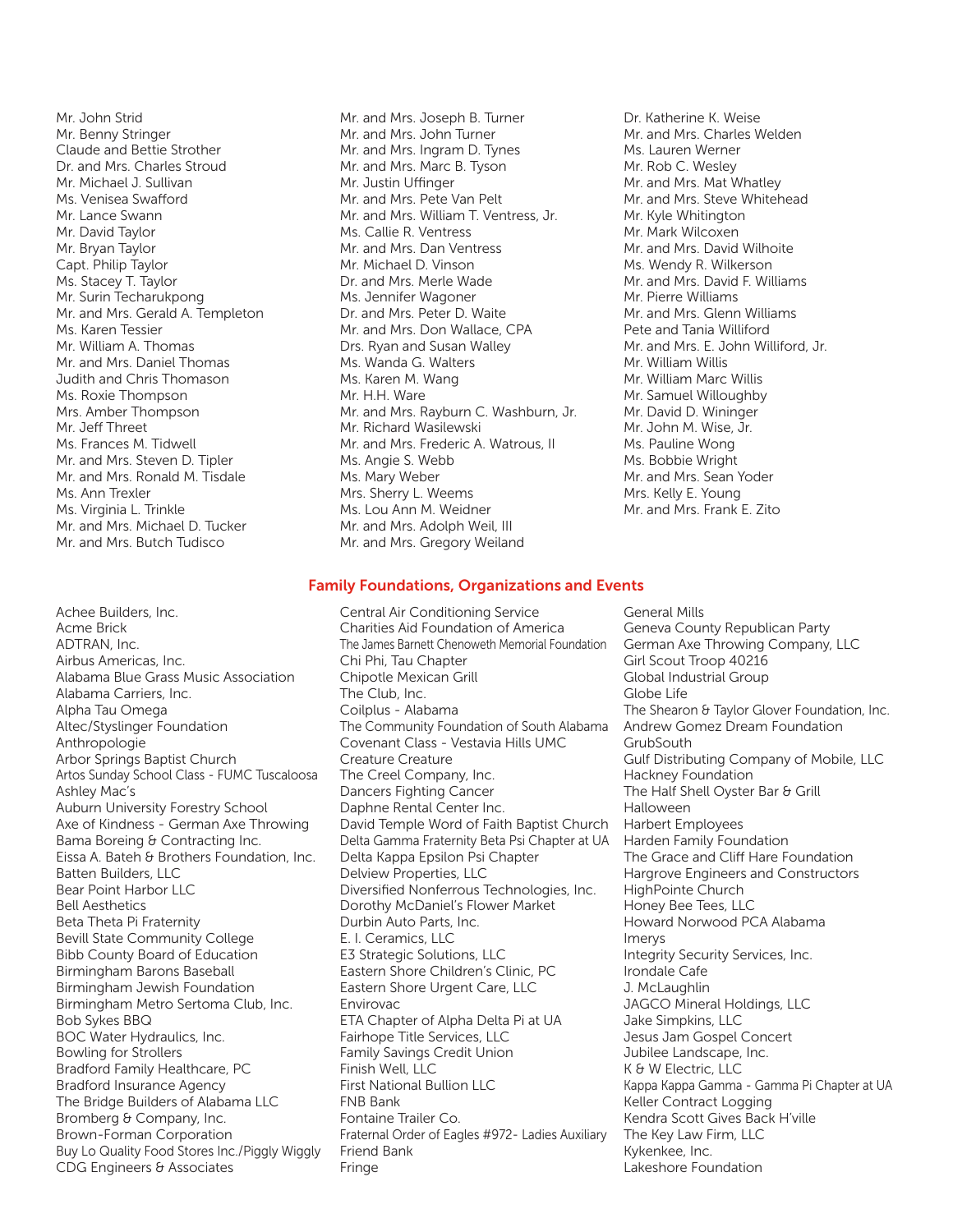Mr. John Strid
Mr. Benny Stringer
Claude and Bettie Strother
Dr. and Mrs. Charles Stroud
Mr. Michael J. Sullivan
Ms. Venisea Swafford
Mr. Lance Swann
Mr. David Taylor
Mr. Bryan Taylor
Capt. Philip Taylor
Ms. Stacey T. Taylor
Mr. Surin Techarukpong
Mr. and Mrs. Gerald A. Templeton
Ms. Karen Tessier
Mr. William A. Thomas
Mr. and Mrs. Daniel Thomas
Judith and Chris Thomason
Ms. Roxie Thompson
Mrs. Amber Thompson
Mr. Jeff Threet
Ms. Frances M. Tidwell
Mr. and Mrs. Steven D. Tipler
Mr. and Mrs. Ronald M. Tisdale
Ms. Ann Trexler
Ms. Virginia L. Trinkle
Mr. and Mrs. Michael D. Tucker
Mr. and Mrs. Butch Tudisco
Mr. and Mrs. Joseph B. Turner
Mr. and Mrs. John Turner
Mr. and Mrs. Ingram D. Tynes
Mr. and Mrs. Marc B. Tyson
Mr. Justin Uffinger
Mr. and Mrs. Pete Van Pelt
Mr. and Mrs. William T. Ventress, Jr.
Ms. Callie R. Ventress
Mr. and Mrs. Dan Ventress
Mr. Michael D. Vinson
Dr. and Mrs. Merle Wade
Ms. Jennifer Wagoner
Dr. and Mrs. Peter D. Waite
Mr. and Mrs. Don Wallace, CPA
Drs. Ryan and Susan Walley
Ms. Wanda G. Walters
Ms. Karen M. Wang
Mr. H.H. Ware
Mr. and Mrs. Rayburn C. Washburn, Jr.
Mr. Richard Wasilewski
Mr. and Mrs. Frederic A. Watrous, II
Ms. Angie S. Webb
Ms. Mary Weber
Mrs. Sherry L. Weems
Ms. Lou Ann M. Weidner
Mr. and Mrs. Adolph Weil, III
Mr. and Mrs. Gregory Weiland
Dr. Katherine K. Weise
Mr. and Mrs. Charles Welden
Ms. Lauren Werner
Mr. Rob C. Wesley
Mr. and Mrs. Mat Whatley
Mr. and Mrs. Steve Whitehead
Mr. Kyle Whitington
Mr. Mark Wilcoxen
Mr. and Mrs. David Wilhoite
Ms. Wendy R. Wilkerson
Mr. and Mrs. David F. Williams
Mr. Pierre Williams
Mr. and Mrs. Glenn Williams
Pete and Tania Williford
Mr. and Mrs. E. John Williford, Jr.
Mr. William Willis
Mr. William Marc Willis
Mr. Samuel Willoughby
Mr. David D. Wininger
Mr. John M. Wise, Jr.
Ms. Pauline Wong
Ms. Bobbie Wright
Mr. and Mrs. Sean Yoder
Mrs. Kelly E. Young
Mr. and Mrs. Frank E. Zito

## Family Foundations, Organizations and Events

Achee Builders, Inc.
Acme Brick
ADTRAN, Inc.
Airbus Americas, Inc.
Alabama Blue Grass Music Association
Alabama Carriers, Inc.
Alpha Tau Omega
Altec/Styslinger Foundation
Anthropologie
Arbor Springs Baptist Church
Artos Sunday School Class - FUMC Tuscaloosa
Ashley Mac's
Auburn University Forestry School
Axe of Kindness - German Axe Throwing
Bama Boreing & Contracting Inc.
Eissa A. Bateh & Brothers Foundation, Inc.
Batten Builders, LLC
Bear Point Harbor LLC
Bell Aesthetics
Beta Theta Pi Fraternity
Bevill State Community College
Bibb County Board of Education
Birmingham Barons Baseball
Birmingham Jewish Foundation
Birmingham Metro Sertoma Club, Inc.
Bob Sykes BBQ
BOC Water Hydraulics, Inc.
Bowling for Strollers
Bradford Family Healthcare, PC
Bradford Insurance Agency
The Bridge Builders of Alabama LLC
Bromberg & Company, Inc.
Brown-Forman Corporation
Buy Lo Quality Food Stores Inc./Piggly Wiggly
CDG Engineers & Associates
Central Air Conditioning Service
Charities Aid Foundation of America
The James Barnett Chenoweth Memorial Foundation
Chi Phi, Tau Chapter
Chipotle Mexican Grill
The Club, Inc.
Coilplus - Alabama
The Community Foundation of South Alabama
Covenant Class - Vestavia Hills UMC
Creature Creature
The Creel Company, Inc.
Dancers Fighting Cancer
Daphne Rental Center Inc.
David Temple Word of Faith Baptist Church
Delta Gamma Fraternity Beta Psi Chapter at UA
Delta Kappa Epsilon Psi Chapter
Delview Properties, LLC
Diversified Nonferrous Technologies, Inc.
Dorothy McDaniel's Flower Market
Durbin Auto Parts, Inc.
E. I. Ceramics, LLC
E3 Strategic Solutions, LLC
Eastern Shore Children's Clinic, PC
Eastern Shore Urgent Care, LLC
Envirovac
ETA Chapter of Alpha Delta Pi at UA
Fairhope Title Services, LLC
Family Savings Credit Union
Finish Well, LLC
First National Bullion LLC
FNB Bank
Fontaine Trailer Co.
Fraternal Order of Eagles #972- Ladies Auxiliary
Friend Bank
Fringe
General Mills
Geneva County Republican Party
German Axe Throwing Company, LLC
Girl Scout Troop 40216
Global Industrial Group
Globe Life
The Shearon & Taylor Glover Foundation, Inc.
Andrew Gomez Dream Foundation
GrubSouth
Gulf Distributing Company of Mobile, LLC
Hackney Foundation
The Half Shell Oyster Bar & Grill
Halloween
Harbert Employees
Harden Family Foundation
The Grace and Cliff Hare Foundation
Hargrove Engineers and Constructors
HighPointe Church
Honey Bee Tees, LLC
Howard Norwood PCA Alabama
Imerys
Integrity Security Services, Inc.
Irondale Cafe
J. McLaughlin
JAGCO Mineral Holdings, LLC
Jake Simpkins, LLC
Jesus Jam Gospel Concert
Jubilee Landscape, Inc.
K & W Electric, LLC
Kappa Kappa Gamma - Gamma Pi Chapter at UA
Keller Contract Logging
Kendra Scott Gives Back H'ville
The Key Law Firm, LLC
Kykenkee, Inc.
Lakeshore Foundation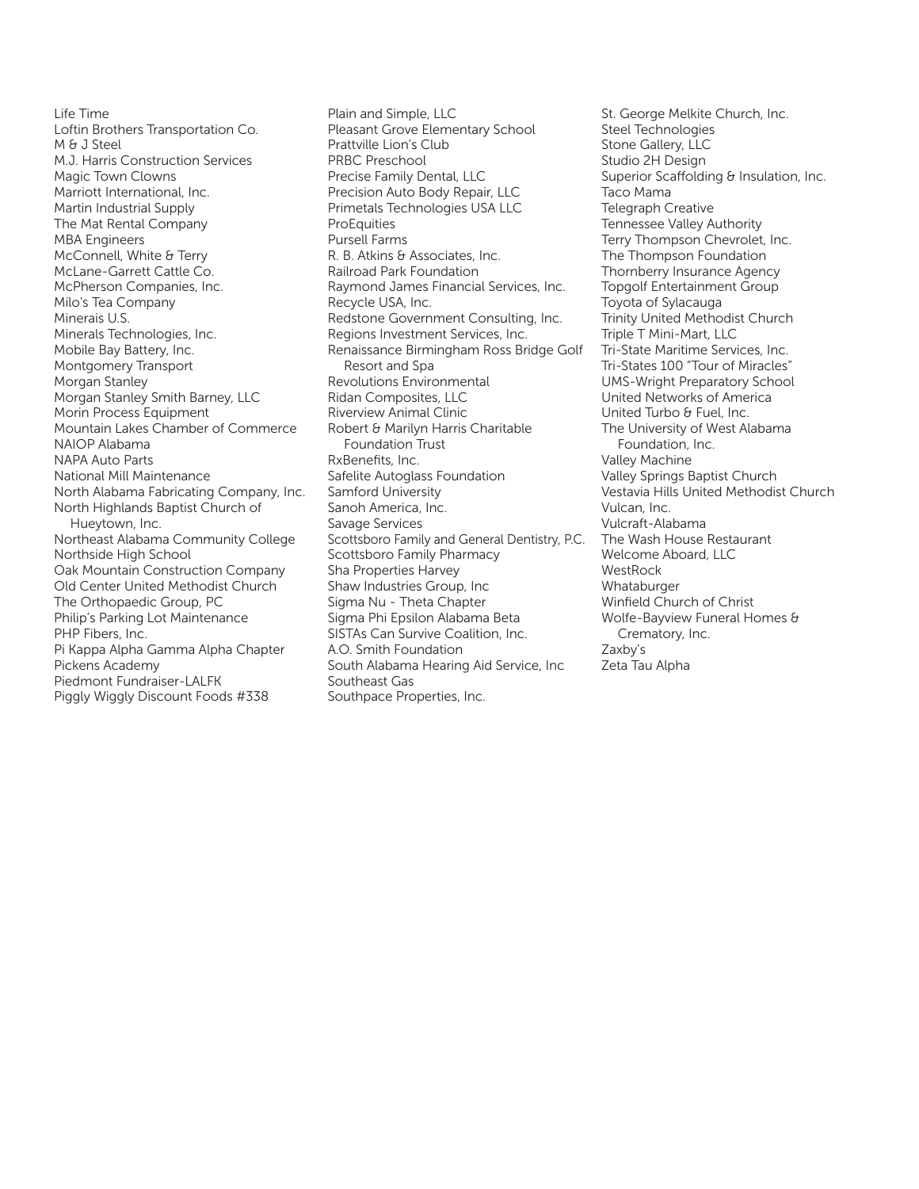Life Time
Loftin Brothers Transportation Co.
M & J Steel
M.J. Harris Construction Services
Magic Town Clowns
Marriott International, Inc.
Martin Industrial Supply
The Mat Rental Company
MBA Engineers
McConnell, White & Terry
McLane-Garrett Cattle Co.
McPherson Companies, Inc.
Milo's Tea Company
Minerais U.S.
Minerals Technologies, Inc.
Mobile Bay Battery, Inc.
Montgomery Transport
Morgan Stanley
Morgan Stanley Smith Barney, LLC
Morin Process Equipment
Mountain Lakes Chamber of Commerce
NAIOP Alabama
NAPA Auto Parts
National Mill Maintenance
North Alabama Fabricating Company, Inc.
North Highlands Baptist Church of Hueytown, Inc.
Northeast Alabama Community College
Northside High School
Oak Mountain Construction Company
Old Center United Methodist Church
The Orthopaedic Group, PC
Philip's Parking Lot Maintenance
PHP Fibers, Inc.
Pi Kappa Alpha Gamma Alpha Chapter
Pickens Academy
Piedmont Fundraiser-LALFK
Piggly Wiggly Discount Foods #338
Plain and Simple, LLC
Pleasant Grove Elementary School
Prattville Lion's Club
PRBC Preschool
Precise Family Dental, LLC
Precision Auto Body Repair, LLC
Primetals Technologies USA LLC
ProEquities
Pursell Farms
R. B. Atkins & Associates, Inc.
Railroad Park Foundation
Raymond James Financial Services, Inc.
Recycle USA, Inc.
Redstone Government Consulting, Inc.
Regions Investment Services, Inc.
Renaissance Birmingham Ross Bridge Golf Resort and Spa
Revolutions Environmental
Ridan Composites, LLC
Riverview Animal Clinic
Robert & Marilyn Harris Charitable Foundation Trust
RxBenefits, Inc.
Safelite Autoglass Foundation
Samford University
Sanoh America, Inc.
Savage Services
Scottsboro Family and General Dentistry, P.C.
Scottsboro Family Pharmacy
Sha Properties Harvey
Shaw Industries Group, Inc
Sigma Nu - Theta Chapter
Sigma Phi Epsilon Alabama Beta
SISTAs Can Survive Coalition, Inc.
A.O. Smith Foundation
South Alabama Hearing Aid Service, Inc
Southeast Gas
Southpace Properties, Inc.
St. George Melkite Church, Inc.
Steel Technologies
Stone Gallery, LLC
Studio 2H Design
Superior Scaffolding & Insulation, Inc.
Taco Mama
Telegraph Creative
Tennessee Valley Authority
Terry Thompson Chevrolet, Inc.
The Thompson Foundation
Thornberry Insurance Agency
Topgolf Entertainment Group
Toyota of Sylacauga
Trinity United Methodist Church
Triple T Mini-Mart, LLC
Tri-State Maritime Services, Inc.
Tri-States 100 "Tour of Miracles"
UMS-Wright Preparatory School
United Networks of America
United Turbo & Fuel, Inc.
The University of West Alabama Foundation, Inc.
Valley Machine
Valley Springs Baptist Church
Vestavia Hills United Methodist Church
Vulcan, Inc.
Vulcraft-Alabama
The Wash House Restaurant
Welcome Aboard, LLC
WestRock
Whataburger
Winfield Church of Christ
Wolfe-Bayview Funeral Homes & Crematory, Inc.
Zaxby's
Zeta Tau Alpha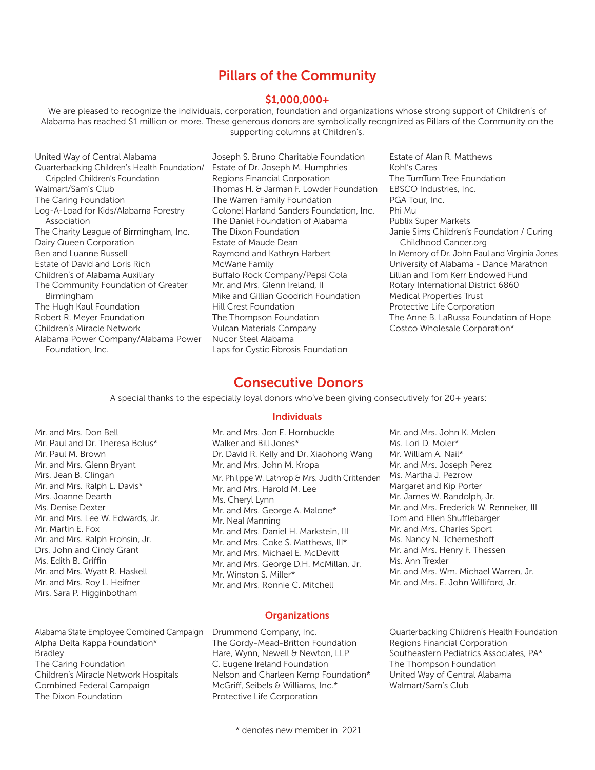# Pillars of the Community

## $1,000,000+

We are pleased to recognize the individuals, corporation, foundation and organizations whose strong support of Children's of Alabama has reached $1 million or more. These generous donors are symbolically recognized as Pillars of the Community on the supporting columns at Children's.

United Way of Central Alabama
Quarterbacking Children's Health Foundation/ Crippled Children's Foundation
Walmart/Sam's Club
The Caring Foundation
Log-A-Load for Kids/Alabama Forestry Association
The Charity League of Birmingham, Inc.
Dairy Queen Corporation
Ben and Luanne Russell
Estate of David and Loris Rich
Children's of Alabama Auxiliary
The Community Foundation of Greater Birmingham
The Hugh Kaul Foundation
Robert R. Meyer Foundation
Children's Miracle Network
Alabama Power Company/Alabama Power Foundation, Inc.
Joseph S. Bruno Charitable Foundation
Estate of Dr. Joseph M. Humphries
Regions Financial Corporation
Thomas H. & Jarman F. Lowder Foundation
The Warren Family Foundation
Colonel Harland Sanders Foundation, Inc.
The Daniel Foundation of Alabama
The Dixon Foundation
Estate of Maude Dean
Raymond and Kathryn Harbert
McWane Family
Buffalo Rock Company/Pepsi Cola
Mr. and Mrs. Glenn Ireland, II
Mike and Gillian Goodrich Foundation
Hill Crest Foundation
The Thompson Foundation
Vulcan Materials Company
Nucor Steel Alabama
Laps for Cystic Fibrosis Foundation
Estate of Alan R. Matthews
Kohl's Cares
The TumTum Tree Foundation
EBSCO Industries, Inc.
PGA Tour, Inc.
Phi Mu
Publix Super Markets
Janie Sims Children's Foundation / Curing Childhood Cancer.org
In Memory of Dr. John Paul and Virginia Jones
University of Alabama - Dance Marathon
Lillian and Tom Kerr Endowed Fund
Rotary International District 6860
Medical Properties Trust
Protective Life Corporation
The Anne B. LaRussa Foundation of Hope
Costco Wholesale Corporation*

# Consecutive Donors

A special thanks to the especially loyal donors who've been giving consecutively for 20+ years:

## Individuals

Mr. and Mrs. Don Bell
Mr. Paul and Dr. Theresa Bolus*
Mr. Paul M. Brown
Mr. and Mrs. Glenn Bryant
Mrs. Jean B. Clingan
Mr. and Mrs. Ralph L. Davis*
Mrs. Joanne Dearth
Ms. Denise Dexter
Mr. and Mrs. Lee W. Edwards, Jr.
Mr. Martin E. Fox
Mr. and Mrs. Ralph Frohsin, Jr.
Drs. John and Cindy Grant
Ms. Edith B. Griffin
Mr. and Mrs. Wyatt R. Haskell
Mr. and Mrs. Roy L. Heifner
Mrs. Sara P. Higginbotham
Mr. and Mrs. Jon E. Hornbuckle
Walker and Bill Jones*
Dr. David R. Kelly and Dr. Xiaohong Wang
Mr. and Mrs. John M. Kropa
Mr. Philippe W. Lathrop & Mrs. Judith Crittenden
Mr. and Mrs. Harold M. Lee
Ms. Cheryl Lynn
Mr. and Mrs. George A. Malone*
Mr. Neal Manning
Mr. and Mrs. Daniel H. Markstein, III
Mr. and Mrs. Coke S. Matthews, III*
Mr. and Mrs. Michael E. McDevitt
Mr. and Mrs. George D.H. McMillan, Jr.
Mr. Winston S. Miller*
Mr. and Mrs. Ronnie C. Mitchell
Mr. and Mrs. John K. Molen
Ms. Lori D. Moler*
Mr. William A. Nail*
Mr. and Mrs. Joseph Perez
Ms. Martha J. Pezrow
Margaret and Kip Porter
Mr. James W. Randolph, Jr.
Mr. and Mrs. Frederick W. Renneker, III
Tom and Ellen Shufflebarger
Mr. and Mrs. Charles Sport
Ms. Nancy N. Tcherneshoff
Mr. and Mrs. Henry F. Thessen
Ms. Ann Trexler
Mr. and Mrs. Wm. Michael Warren, Jr.
Mr. and Mrs. E. John Williford, Jr.

## Organizations

Alabama State Employee Combined Campaign
Alpha Delta Kappa Foundation*
Bradley
The Caring Foundation
Children's Miracle Network Hospitals
Combined Federal Campaign
The Dixon Foundation
Drummond Company, Inc.
The Gordy-Mead-Britton Foundation
Hare, Wynn, Newell & Newton, LLP
C. Eugene Ireland Foundation
Nelson and Charleen Kemp Foundation*
McGriff, Seibels & Williams, Inc.*
Protective Life Corporation
Quarterbacking Children's Health Foundation
Regions Financial Corporation
Southeastern Pediatrics Associates, PA*
The Thompson Foundation
United Way of Central Alabama
Walmart/Sam's Club

* denotes new member in 2021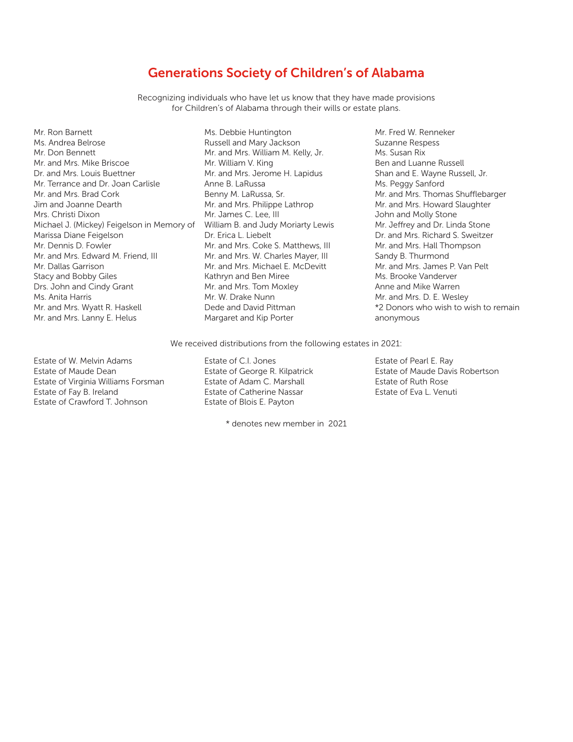## Generations Society of Children's of Alabama

Recognizing individuals who have let us know that they have made provisions for Children's of Alabama through their wills or estate plans.

Mr. Ron Barnett
Ms. Andrea Belrose
Mr. Don Bennett
Mr. and Mrs. Mike Briscoe
Dr. and Mrs. Louis Buettner
Mr. Terrance and Dr. Joan Carlisle
Mr. and Mrs. Brad Cork
Jim and Joanne Dearth
Mrs. Christi Dixon
Michael J. (Mickey) Feigelson in Memory of Marissa Diane Feigelson
Mr. Dennis D. Fowler
Mr. and Mrs. Edward M. Friend, III
Mr. Dallas Garrison
Stacy and Bobby Giles
Drs. John and Cindy Grant
Ms. Anita Harris
Mr. and Mrs. Wyatt R. Haskell
Mr. and Mrs. Lanny E. Helus
Ms. Debbie Huntington
Russell and Mary Jackson
Mr. and Mrs. William M. Kelly, Jr.
Mr. William V. King
Mr. and Mrs. Jerome H. Lapidus
Anne B. LaRussa
Benny M. LaRussa, Sr.
Mr. and Mrs. Philippe Lathrop
Mr. James C. Lee, III
William B. and Judy Moriarty Lewis
Dr. Erica L. Liebelt
Mr. and Mrs. Coke S. Matthews, III
Mr. and Mrs. W. Charles Mayer, III
Mr. and Mrs. Michael E. McDevitt
Kathryn and Ben Miree
Mr. and Mrs. Tom Moxley
Mr. W. Drake Nunn
Dede and David Pittman
Margaret and Kip Porter
Mr. Fred W. Renneker
Suzanne Respess
Ms. Susan Rix
Ben and Luanne Russell
Shan and E. Wayne Russell, Jr.
Ms. Peggy Sanford
Mr. and Mrs. Thomas Shufflebarger
Mr. and Mrs. Howard Slaughter
John and Molly Stone
Mr. Jeffrey and Dr. Linda Stone
Dr. and Mrs. Richard S. Sweitzer
Mr. and Mrs. Hall Thompson
Sandy B. Thurmond
Mr. and Mrs. James P. Van Pelt
Ms. Brooke Vanderver
Anne and Mike Warren
Mr. and Mrs. D. E. Wesley
*2 Donors who wish to wish to remain anonymous

We received distributions from the following estates in 2021:

Estate of W. Melvin Adams
Estate of Maude Dean
Estate of Virginia Williams Forsman
Estate of Fay B. Ireland
Estate of Crawford T. Johnson
Estate of C.I. Jones
Estate of George R. Kilpatrick
Estate of Adam C. Marshall
Estate of Catherine Nassar
Estate of Blois E. Payton
Estate of Pearl E. Ray
Estate of Maude Davis Robertson
Estate of Ruth Rose
Estate of Eva L. Venuti

* denotes new member in 2021